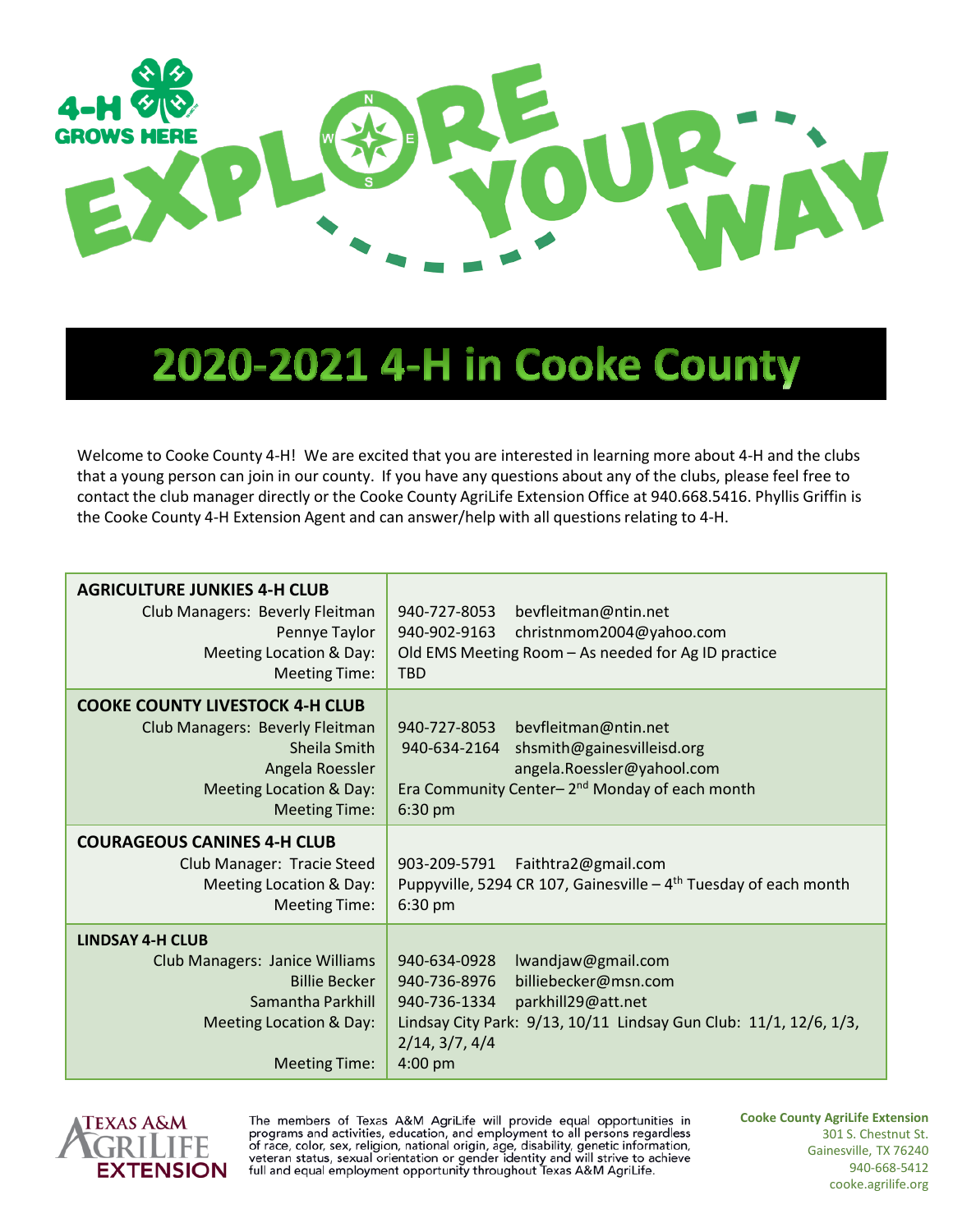4-H GROWS HERE

EXPLORE YOUR WAY

# 2020-2021 4-H in Cooke County

Welcome to Cooke County 4-H! We are excited that you are interested in learning more about 4-H and the clubs that a young person can join in our county. If you have any questions about any of the clubs, please feel free to contact the club manager directly or the Cooke County AgriLife Extension Office at 940.668.5416. Phyllis Griffin is the Cooke County 4-H Extension Agent and can answer/help with all questions relating to 4-H.

| | |
|---|---|
| **AGRICULTURE JUNKIES 4-H CLUB** | |
| Club Managers: Beverly Fleitman | 940-727-8053 bevfleitman@ntin.net |
| Pennye Taylor | 940-902-9163 christnmom2004@yahoo.com |
| Meeting Location & Day: | Old EMS Meeting Room – As needed for Ag ID practice |
| Meeting Time: | TBD |
| **COOKE COUNTY LIVESTOCK 4-H CLUB** | |
| Club Managers: Beverly Fleitman | 940-727-8053 bevfleitman@ntin.net |
| Sheila Smith | 940-634-2164 shsmith@gainesvilleisd.org |
| Angela Roessler | angela.Roessler@yahool.com |
| Meeting Location & Day: | Era Community Center– 2nd Monday of each month |
| Meeting Time: | 6:30 pm |
| **COURAGEOUS CANINES 4-H CLUB** | |
| Club Manager: Tracie Steed | 903-209-5791 Faithtra2@gmail.com |
| Meeting Location & Day: | Puppyville, 5294 CR 107, Gainesville – 4th Tuesday of each month |
| Meeting Time: | 6:30 pm |
| **LINDSAY 4-H CLUB** | |
| Club Managers: Janice Williams | 940-634-0928 lwandjaw@gmail.com |
| Billie Becker | 940-736-8976 billiebecker@msn.com |
| Samantha Parkhill | 940-736-1334 parkhill29@att.net |
| Meeting Location & Day: | Lindsay City Park: 9/13, 10/11 Lindsay Gun Club: 11/1, 12/6, 1/3, 2/14, 3/7, 4/4 |
| Meeting Time: | 4:00 pm |

TEXAS A&M AGRILIFE EXTENSION

The members of Texas A&M AgriLife will provide equal opportunities in programs and activities, education, and employment to all persons regardless of race, color, sex, religion, national origin, age, disability, genetic information, veteran status, sexual orientation or gender identity and will strive to achieve full and equal employment opportunity throughout Texas A&M AgriLife.

**Cooke County AgriLife Extension**
301 S. Chestnut St.
Gainesville, TX 76240
940-668-5412
cooke.agrilife.org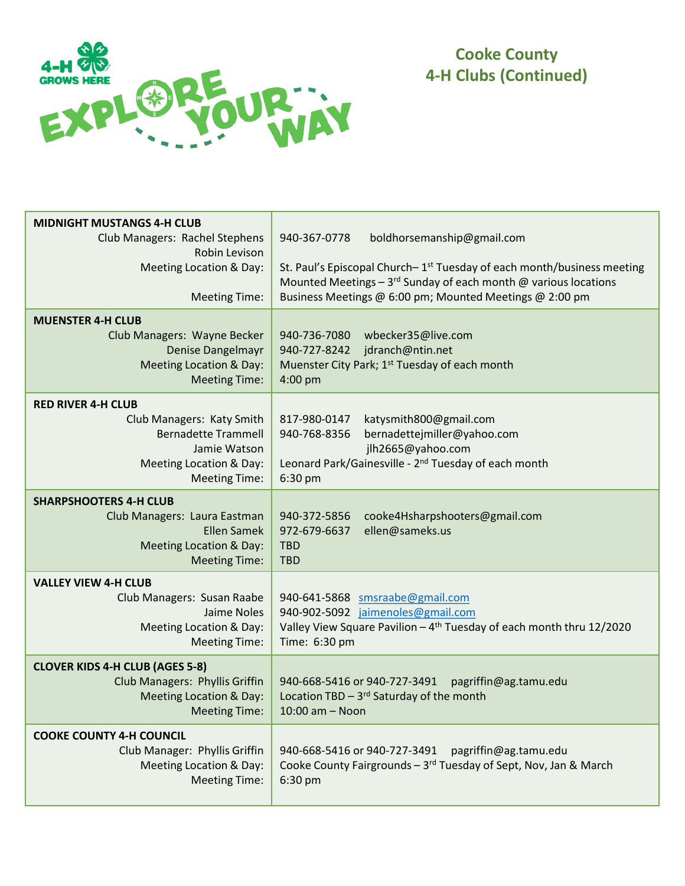# Cooke County 4-H Clubs (Continued)

| | |
|---|---|
| **MIDNIGHT MUSTANGS 4-H CLUB**<br>Club Managers: Rachel Stephens<br>Robin Levison<br>Meeting Location & Day:<br><br>Meeting Time: | 940-367-0778 boldhorsemanship@gmail.com<br><br>St. Paul's Episcopal Church– 1st Tuesday of each month/business meeting<br>Mounted Meetings – 3rd Sunday of each month @ various locations<br>Business Meetings @ 6:00 pm; Mounted Meetings @ 2:00 pm |
| **MUENSTER 4-H CLUB**<br>Club Managers: Wayne Becker<br>Denise Dangelmayr<br>Meeting Location & Day:<br>Meeting Time: | 940-736-7080 wbecker35@live.com<br>940-727-8242 jdranch@ntin.net<br>Muenster City Park; 1st Tuesday of each month<br>4:00 pm |
| **RED RIVER 4-H CLUB**<br>Club Managers: Katy Smith<br>Bernadette Trammell<br>Jamie Watson<br>Meeting Location & Day:<br>Meeting Time: | 817-980-0147 katysmith800@gmail.com<br>940-768-8356 bernadettejmiller@yahoo.com<br>jlh2665@yahoo.com<br>Leonard Park/Gainesville - 2nd Tuesday of each month<br>6:30 pm |
| **SHARPSHOOTERS 4-H CLUB**<br>Club Managers: Laura Eastman<br>Ellen Samek<br>Meeting Location & Day:<br>Meeting Time: | 940-372-5856 cooke4Hsharpshooters@gmail.com<br>972-679-6637 ellen@sameks.us<br>TBD<br>TBD |
| **VALLEY VIEW 4-H CLUB**<br>Club Managers: Susan Raabe<br>Jaime Noles<br>Meeting Location & Day:<br>Meeting Time: | 940-641-5868 smsraabe@gmail.com<br>940-902-5092 jaimenoles@gmail.com<br>Valley View Square Pavilion – 4th Tuesday of each month thru 12/2020<br>Time: 6:30 pm |
| **CLOVER KIDS 4-H CLUB (AGES 5-8)**<br>Club Managers: Phyllis Griffin<br>Meeting Location & Day:<br>Meeting Time: | 940-668-5416 or 940-727-3491 pagriffin@ag.tamu.edu<br>Location TBD – 3rd Saturday of the month<br>10:00 am – Noon |
| **COOKE COUNTY 4-H COUNCIL**<br>Club Manager: Phyllis Griffin<br>Meeting Location & Day:<br>Meeting Time: | 940-668-5416 or 940-727-3491 pagriffin@ag.tamu.edu<br>Cooke County Fairgrounds – 3rd Tuesday of Sept, Nov, Jan & March<br>6:30 pm |